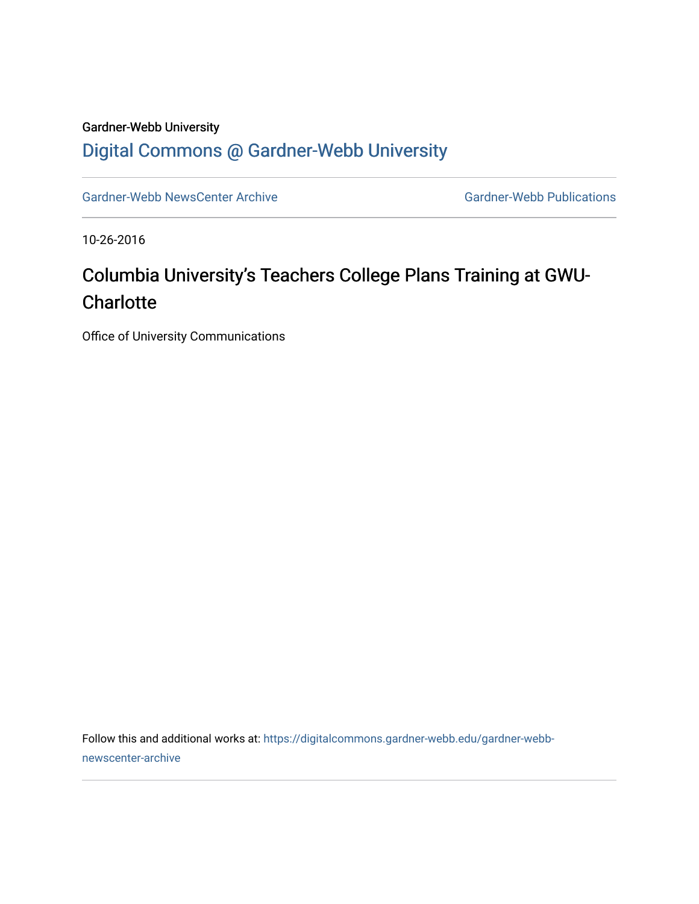Gardner-Webb University

# Digital Commons @ Gardner-Webb University

Gardner-Webb NewsCenter Archive

Gardner-Webb Publications

10-26-2016

## Columbia University's Teachers College Plans Training at GWU-Charlotte

Office of University Communications

Follow this and additional works at: https://digitalcommons.gardner-webb.edu/gardner-webb-newscenter-archive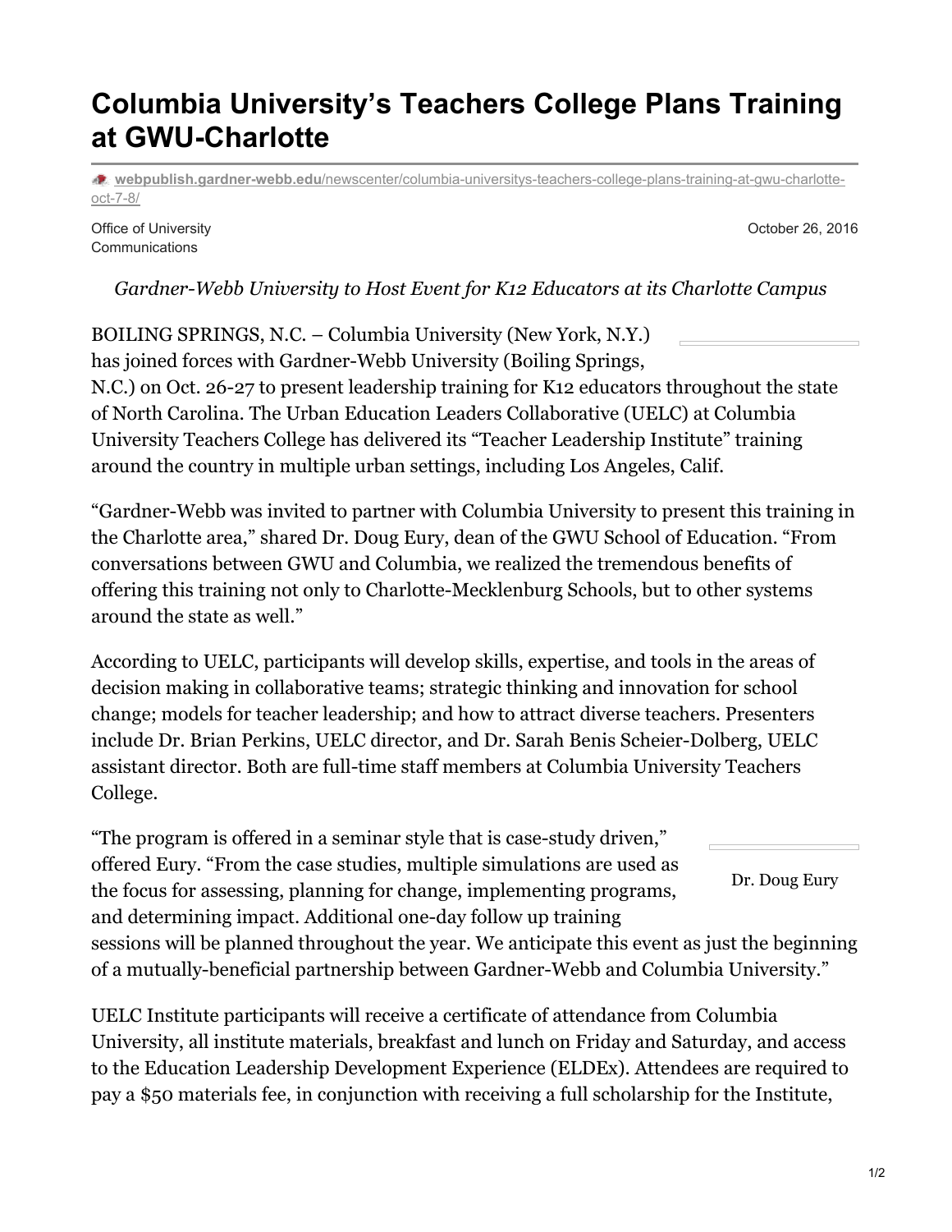# Columbia University's Teachers College Plans Training at GWU-Charlotte

webpublish.gardner-webb.edu/newscenter/columbia-universitys-teachers-college-plans-training-at-gwu-charlotte-oct-7-8/

Office of University Communications

October 26, 2016

*Gardner-Webb University to Host Event for K12 Educators at its Charlotte Campus*

BOILING SPRINGS, N.C. – Columbia University (New York, N.Y.) has joined forces with Gardner-Webb University (Boiling Springs, N.C.) on Oct. 26-27 to present leadership training for K12 educators throughout the state of North Carolina. The Urban Education Leaders Collaborative (UELC) at Columbia University Teachers College has delivered its "Teacher Leadership Institute" training around the country in multiple urban settings, including Los Angeles, Calif.

"Gardner-Webb was invited to partner with Columbia University to present this training in the Charlotte area," shared Dr. Doug Eury, dean of the GWU School of Education. "From conversations between GWU and Columbia, we realized the tremendous benefits of offering this training not only to Charlotte-Mecklenburg Schools, but to other systems around the state as well."

According to UELC, participants will develop skills, expertise, and tools in the areas of decision making in collaborative teams; strategic thinking and innovation for school change; models for teacher leadership; and how to attract diverse teachers. Presenters include Dr. Brian Perkins, UELC director, and Dr. Sarah Benis Scheier-Dolberg, UELC assistant director. Both are full-time staff members at Columbia University Teachers College.

Dr. Doug Eury

"The program is offered in a seminar style that is case-study driven," offered Eury. "From the case studies, multiple simulations are used as the focus for assessing, planning for change, implementing programs, and determining impact. Additional one-day follow up training sessions will be planned throughout the year. We anticipate this event as just the beginning of a mutually-beneficial partnership between Gardner-Webb and Columbia University."

UELC Institute participants will receive a certificate of attendance from Columbia University, all institute materials, breakfast and lunch on Friday and Saturday, and access to the Education Leadership Development Experience (ELDEx). Attendees are required to pay a $50 materials fee, in conjunction with receiving a full scholarship for the Institute,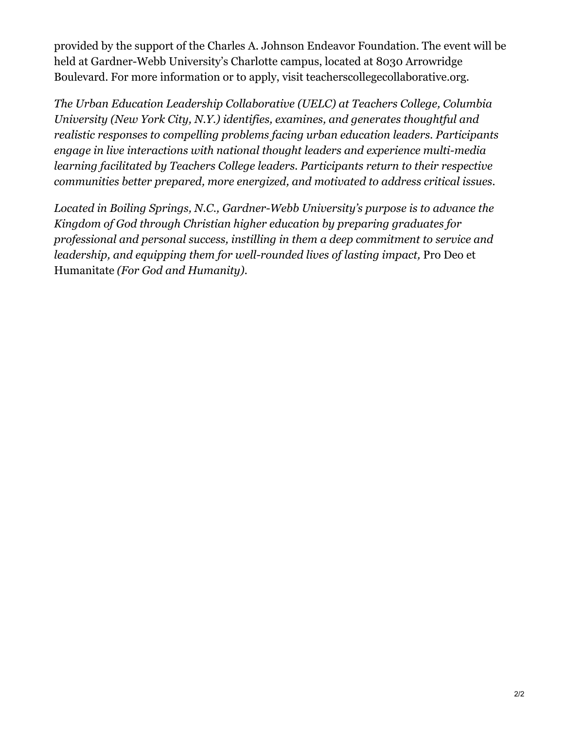provided by the support of the Charles A. Johnson Endeavor Foundation. The event will be held at Gardner-Webb University's Charlotte campus, located at 8030 Arrowridge Boulevard. For more information or to apply, visit teacherscollegecollaborative.org.

*The Urban Education Leadership Collaborative (UELC) at Teachers College, Columbia University (New York City, N.Y.) identifies, examines, and generates thoughtful and realistic responses to compelling problems facing urban education leaders. Participants engage in live interactions with national thought leaders and experience multi-media learning facilitated by Teachers College leaders. Participants return to their respective communities better prepared, more energized, and motivated to address critical issues.*

*Located in Boiling Springs, N.C., Gardner-Webb University's purpose is to advance the Kingdom of God through Christian higher education by preparing graduates for professional and personal success, instilling in them a deep commitment to service and leadership, and equipping them for well-rounded lives of lasting impact,* Pro Deo et Humanitate *(For God and Humanity).*